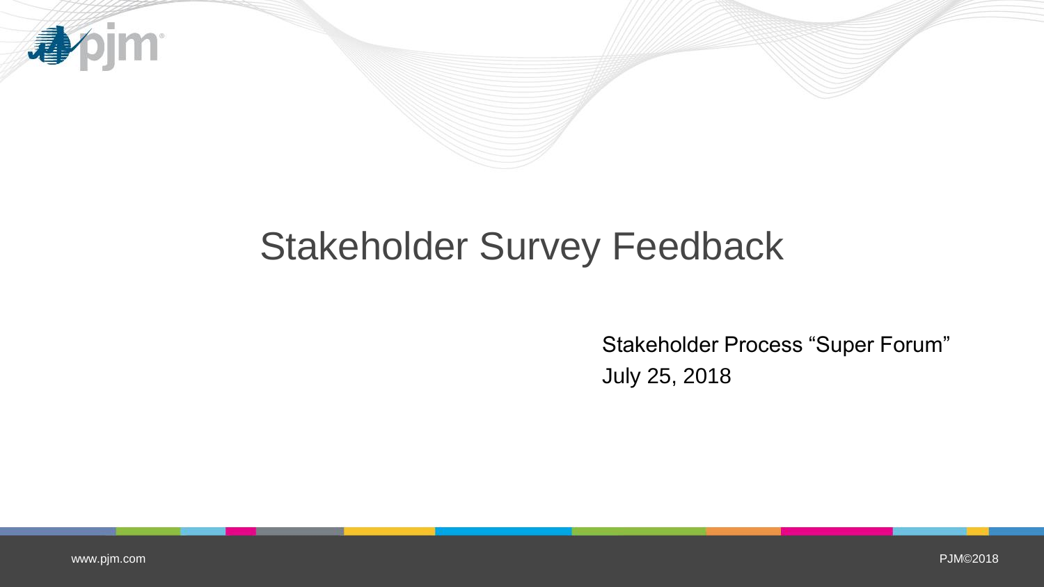# Stakeholder Survey Feedback

Stakeholder Process "Super Forum"

July 25, 2018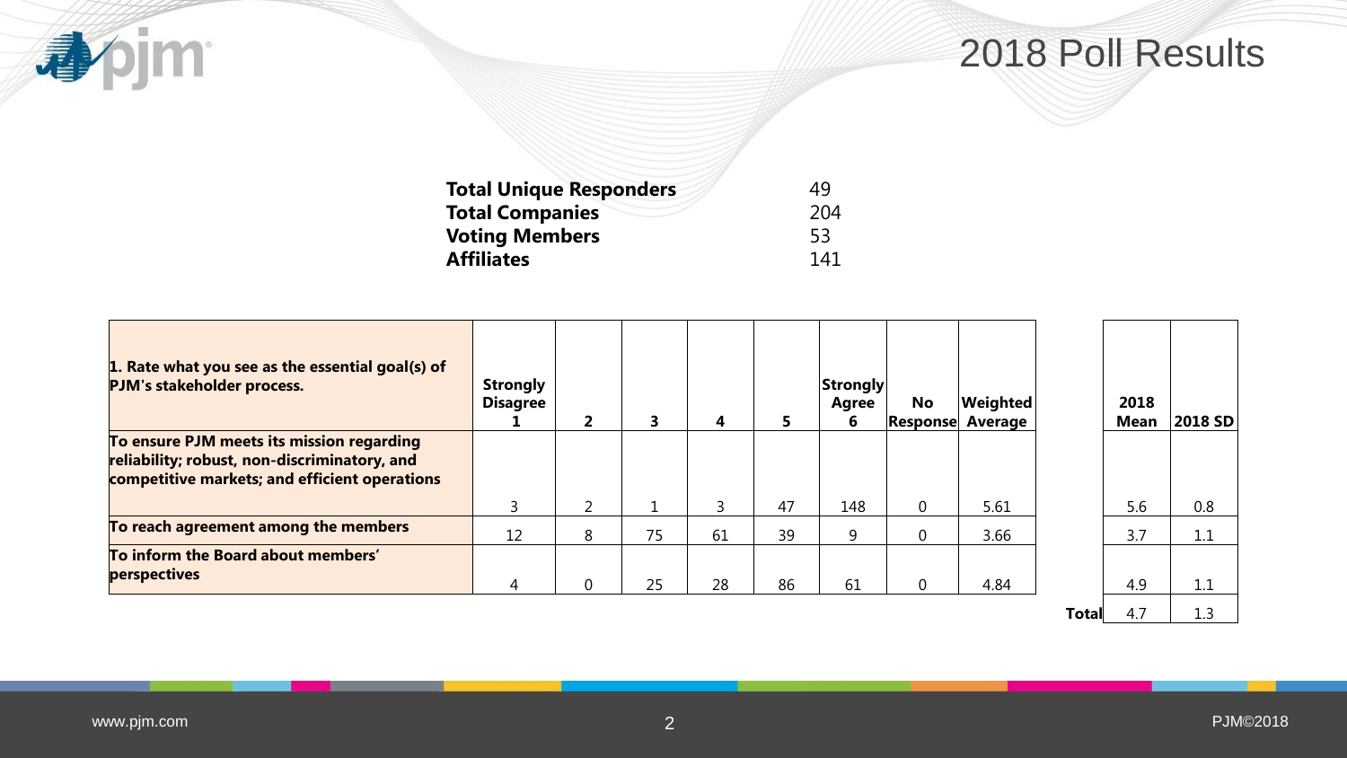# 2018 Poll Results

| | |
|---|---|
| **Total Unique Responders** | 49 |
| **Total Companies** | 204 |
| **Voting Members** | 53 |
| **Affiliates** | 141 |

| 1. Rate what you see as the essential goal(s) of PJM's stakeholder process. | Strongly Disagree 1 | 2 | 3 | 4 | 5 | Strongly Agree 6 | No Response | Weighted Average | | 2018 Mean | 2018 SD |
|---|---|---|---|---|---|---|---|---|---|---|---|
| To ensure PJM meets its mission regarding reliability; robust, non-discriminatory, and competitive markets; and efficient operations | 3 | 2 | 1 | 3 | 47 | 148 | 0 | 5.61 | | 5.6 | 0.8 |
| To reach agreement among the members | 12 | 8 | 75 | 61 | 39 | 9 | 0 | 3.66 | | 3.7 | 1.1 |
| To inform the Board about members' perspectives | 4 | 0 | 25 | 28 | 86 | 61 | 0 | 4.84 | | 4.9 | 1.1 |
| | | | | | | | | | **Total** | 4.7 | 1.3 |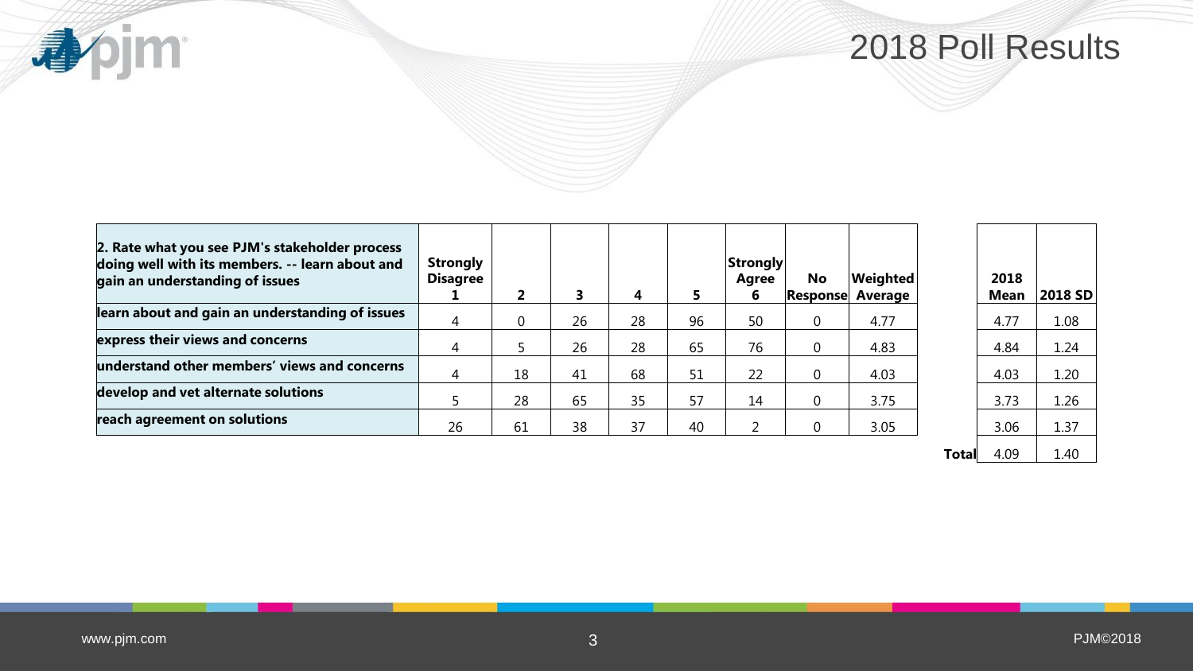# 2018 Poll Results

| 2. Rate what you see PJM's stakeholder process doing well with its members. -- learn about and gain an understanding of issues | Strongly Disagree 1 | 2 | 3 | 4 | 5 | Strongly Agree 6 | No Response | Weighted Average | | 2018 Mean | 2018 SD |
|---|---|---|---|---|---|---|---|---|---|---|---|
| learn about and gain an understanding of issues | 4 | 0 | 26 | 28 | 96 | 50 | 0 | 4.77 | | 4.77 | 1.08 |
| express their views and concerns | 4 | 5 | 26 | 28 | 65 | 76 | 0 | 4.83 | | 4.84 | 1.24 |
| understand other members' views and concerns | 4 | 18 | 41 | 68 | 51 | 22 | 0 | 4.03 | | 4.03 | 1.20 |
| develop and vet alternate solutions | 5 | 28 | 65 | 35 | 57 | 14 | 0 | 3.75 | | 3.73 | 1.26 |
| reach agreement on solutions | 26 | 61 | 38 | 37 | 40 | 2 | 0 | 3.05 | | 3.06 | 1.37 |
| | | | | | | | | | **Total** | 4.09 | 1.40 |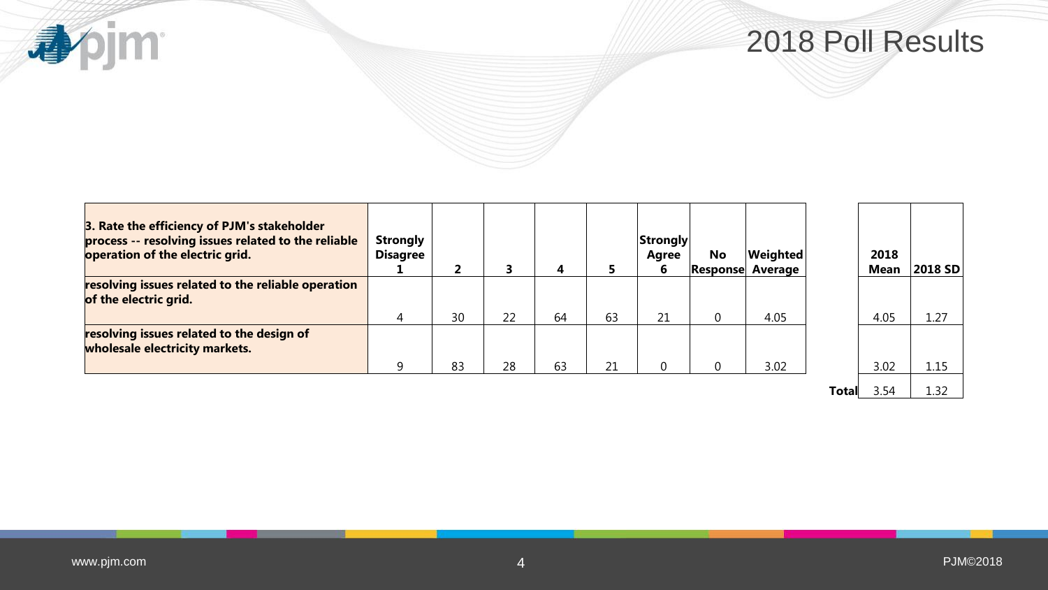# 2018 Poll Results

| 3. Rate the efficiency of PJM's stakeholder process -- resolving issues related to the reliable operation of the electric grid. | Strongly Disagree 1 | 2 | 3 | 4 | 5 | Strongly Agree 6 | No Response | Weighted Average | | 2018 Mean | 2018 SD |
|---|---|---|---|---|---|---|---|---|---|---|---|
| resolving issues related to the reliable operation of the electric grid. | 4 | 30 | 22 | 64 | 63 | 21 | 0 | 4.05 | | 4.05 | 1.27 |
| resolving issues related to the design of wholesale electricity markets. | 9 | 83 | 28 | 63 | 21 | 0 | 0 | 3.02 | | 3.02 | 1.15 |
| | | | | | | | | | Total | 3.54 | 1.32 |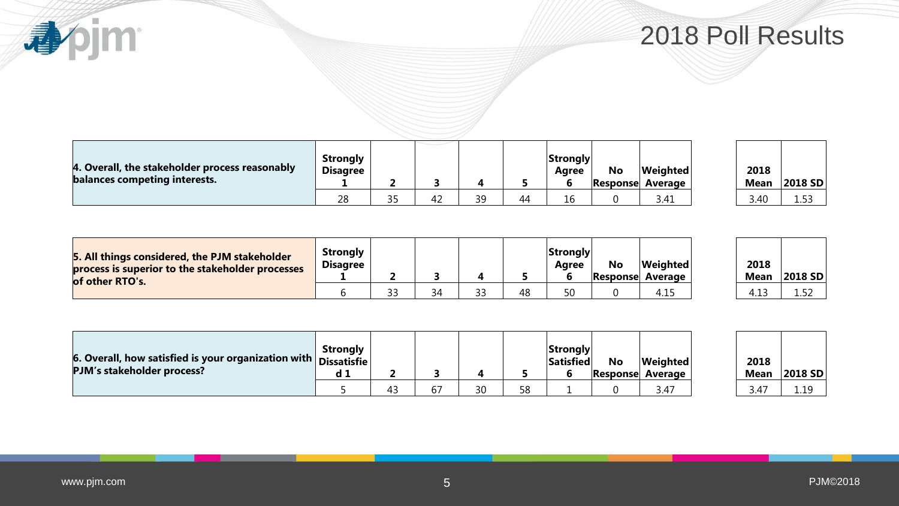# 2018 Poll Results

| 4. Overall, the stakeholder process reasonably balances competing interests. | Strongly Disagree 1 | 2 | 3 | 4 | 5 | Strongly Agree 6 | No Response | Weighted Average | 2018 Mean | 2018 SD |
|---|---|---|---|---|---|---|---|---|---|---|
| | 28 | 35 | 42 | 39 | 44 | 16 | 0 | 3.41 | 3.40 | 1.53 |

| 5. All things considered, the PJM stakeholder process is superior to the stakeholder processes of other RTO's. | Strongly Disagree 1 | 2 | 3 | 4 | 5 | Strongly Agree 6 | No Response | Weighted Average | 2018 Mean | 2018 SD |
|---|---|---|---|---|---|---|---|---|---|---|
| | 6 | 33 | 34 | 33 | 48 | 50 | 0 | 4.15 | 4.13 | 1.52 |

| 6. Overall, how satisfied is your organization with PJM's stakeholder process? | Strongly Dissatisfied 1 | 2 | 3 | 4 | 5 | Strongly Satisfied 6 | No Response | Weighted Average | 2018 Mean | 2018 SD |
|---|---|---|---|---|---|---|---|---|---|---|
| | 5 | 43 | 67 | 30 | 58 | 1 | 0 | 3.47 | 3.47 | 1.19 |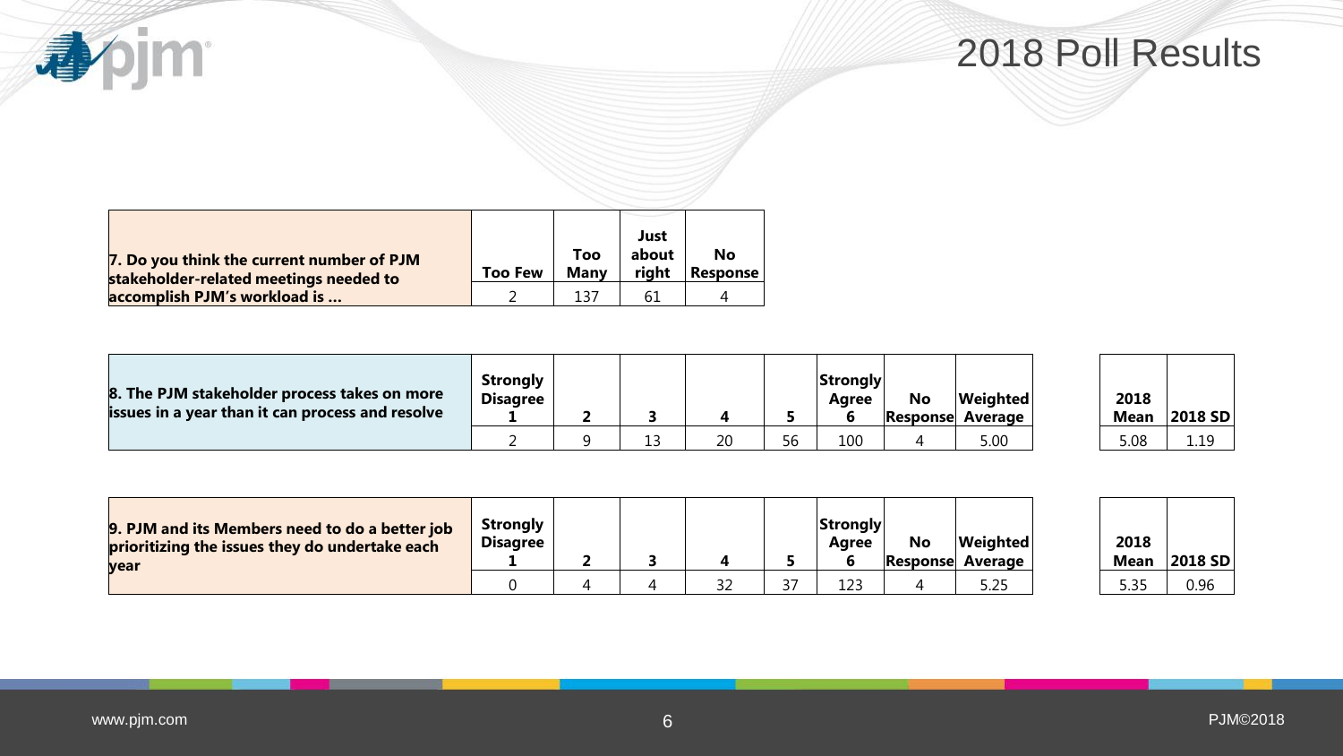# 2018 Poll Results

| 7. Do you think the current number of PJM stakeholder-related meetings needed to accomplish PJM's workload is … | Too Few | Too Many | Just about right | No Response |
|---|---|---|---|---|
| | 2 | 137 | 61 | 4 |

| 8. The PJM stakeholder process takes on more issues in a year than it can process and resolve | Strongly Disagree 1 | 2 | 3 | 4 | 5 | Strongly Agree 6 | No Response | Weighted Average | 2018 Mean | 2018 SD |
|---|---|---|---|---|---|---|---|---|---|---|
| | 2 | 9 | 13 | 20 | 56 | 100 | 4 | 5.00 | 5.08 | 1.19 |

| 9. PJM and its Members need to do a better job prioritizing the issues they do undertake each year | Strongly Disagree 1 | 2 | 3 | 4 | 5 | Strongly Agree 6 | No Response | Weighted Average | 2018 Mean | 2018 SD |
|---|---|---|---|---|---|---|---|---|---|---|
| | 0 | 4 | 4 | 32 | 37 | 123 | 4 | 5.25 | 5.35 | 0.96 |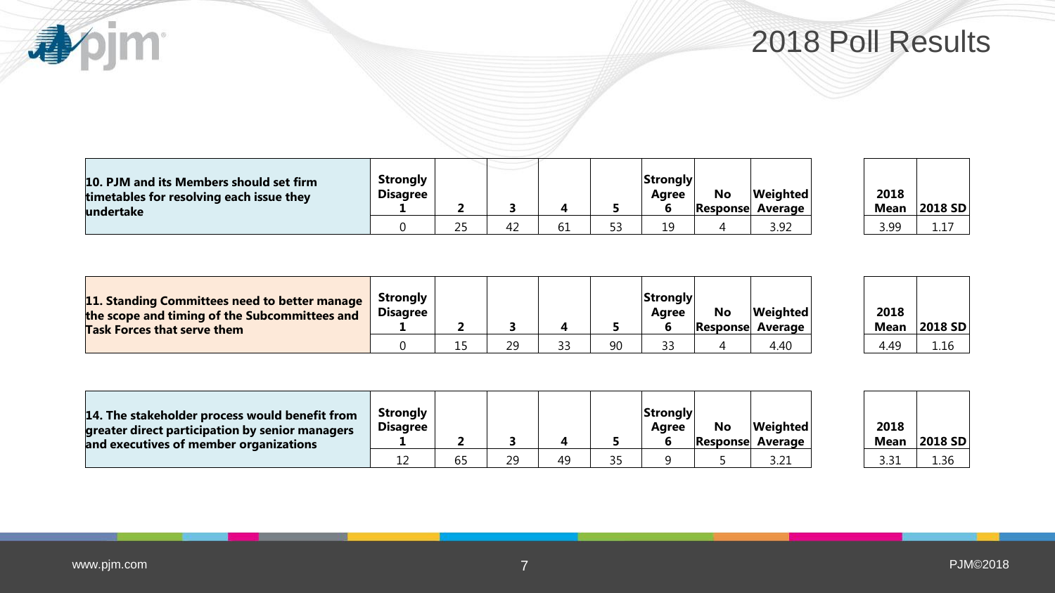# 2018 Poll Results

| 10. PJM and its Members should set firm timetables for resolving each issue they undertake | Strongly Disagree 1 | 2 | 3 | 4 | 5 | Strongly Agree 6 | No Response | Weighted Average | 2018 Mean | 2018 SD |
|---|---|---|---|---|---|---|---|---|---|---|
| | 0 | 25 | 42 | 61 | 53 | 19 | 4 | 3.92 | 3.99 | 1.17 |

| 11. Standing Committees need to better manage the scope and timing of the Subcommittees and Task Forces that serve them | Strongly Disagree 1 | 2 | 3 | 4 | 5 | Strongly Agree 6 | No Response | Weighted Average | 2018 Mean | 2018 SD |
|---|---|---|---|---|---|---|---|---|---|---|
| | 0 | 15 | 29 | 33 | 90 | 33 | 4 | 4.40 | 4.49 | 1.16 |

| 14. The stakeholder process would benefit from greater direct participation by senior managers and executives of member organizations | Strongly Disagree 1 | 2 | 3 | 4 | 5 | Strongly Agree 6 | No Response | Weighted Average | 2018 Mean | 2018 SD |
|---|---|---|---|---|---|---|---|---|---|---|
| | 12 | 65 | 29 | 49 | 35 | 9 | 5 | 3.21 | 3.31 | 1.36 |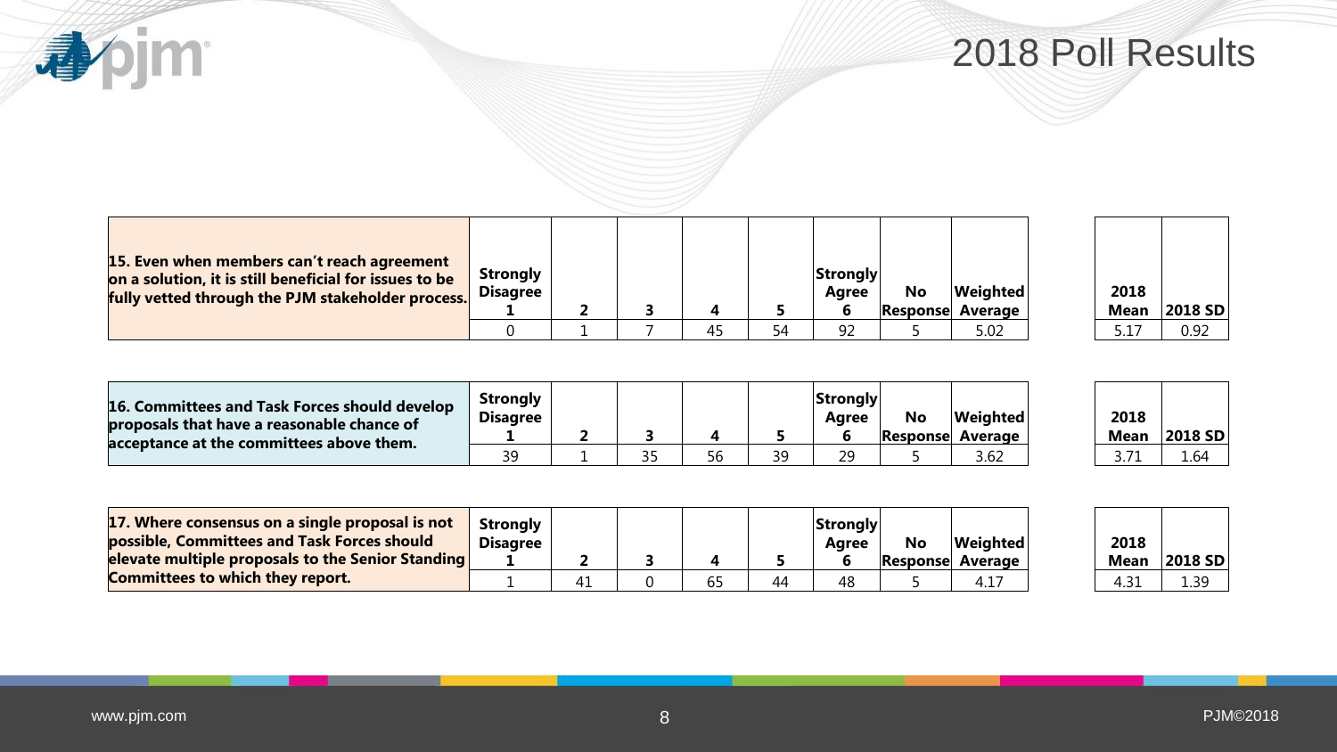# 2018 Poll Results

| 15. Even when members can't reach agreement on a solution, it is still beneficial for issues to be fully vetted through the PJM stakeholder process. | Strongly Disagree 1 | 2 | 3 | 4 | 5 | Strongly Agree 6 | No Response | Weighted Average | 2018 Mean | 2018 SD |
|---|---|---|---|---|---|---|---|---|---|---|
| | 0 | 1 | 7 | 45 | 54 | 92 | 5 | 5.02 | 5.17 | 0.92 |

| 16. Committees and Task Forces should develop proposals that have a reasonable chance of acceptance at the committees above them. | Strongly Disagree 1 | 2 | 3 | 4 | 5 | Strongly Agree 6 | No Response | Weighted Average | 2018 Mean | 2018 SD |
|---|---|---|---|---|---|---|---|---|---|---|
| | 39 | 1 | 35 | 56 | 39 | 29 | 5 | 3.62 | 3.71 | 1.64 |

| 17. Where consensus on a single proposal is not possible, Committees and Task Forces should elevate multiple proposals to the Senior Standing Committees to which they report. | Strongly Disagree 1 | 2 | 3 | 4 | 5 | Strongly Agree 6 | No Response | Weighted Average | 2018 Mean | 2018 SD |
|---|---|---|---|---|---|---|---|---|---|---|
| | 1 | 41 | 0 | 65 | 44 | 48 | 5 | 4.17 | 4.31 | 1.39 |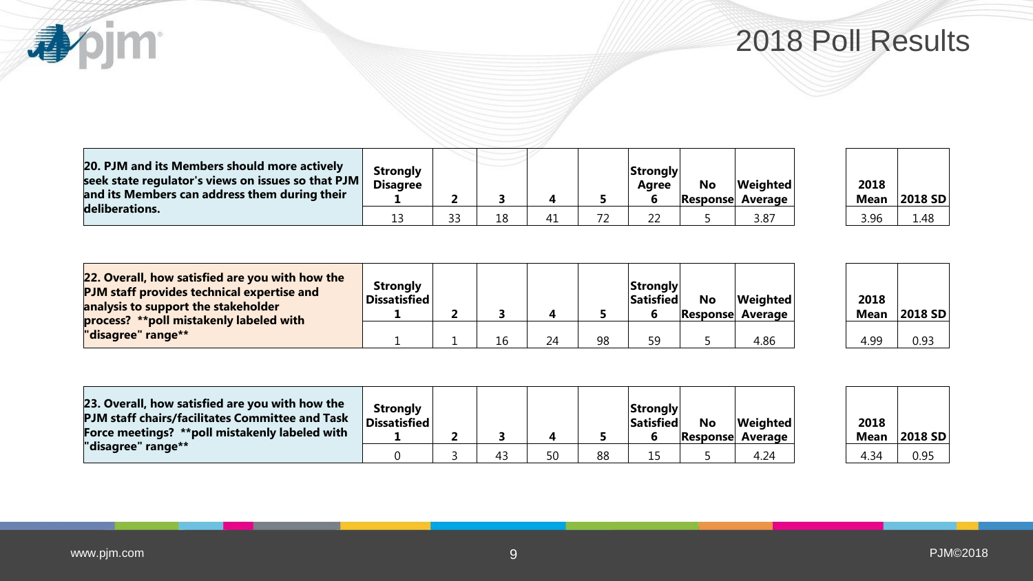# 2018 Poll Results

| 20. PJM and its Members should more actively seek state regulator's views on issues so that PJM and its Members can address them during their deliberations. | Strongly Disagree 1 | 2 | 3 | 4 | 5 | Strongly Agree 6 | No Response | Weighted Average | | 2018 Mean | 2018 SD |
|---|---|---|---|---|---|---|---|---|---|---|---|
| | 13 | 33 | 18 | 41 | 72 | 22 | 5 | 3.87 | | 3.96 | 1.48 |

| 22. Overall, how satisfied are you with how the PJM staff provides technical expertise and analysis to support the stakeholder process? **poll mistakenly labeled with "disagree" range** | Strongly Dissatisfied 1 | 2 | 3 | 4 | 5 | Strongly Satisfied 6 | No Response | Weighted Average | | 2018 Mean | 2018 SD |
|---|---|---|---|---|---|---|---|---|---|---|---|
| | 1 | 1 | 16 | 24 | 98 | 59 | 5 | 4.86 | | 4.99 | 0.93 |

| 23. Overall, how satisfied are you with how the PJM staff chairs/facilitates Committee and Task Force meetings? **poll mistakenly labeled with "disagree" range** | Strongly Dissatisfied 1 | 2 | 3 | 4 | 5 | Strongly Satisfied 6 | No Response | Weighted Average | | 2018 Mean | 2018 SD |
|---|---|---|---|---|---|---|---|---|---|---|---|
| | 0 | 3 | 43 | 50 | 88 | 15 | 5 | 4.24 | | 4.34 | 0.95 |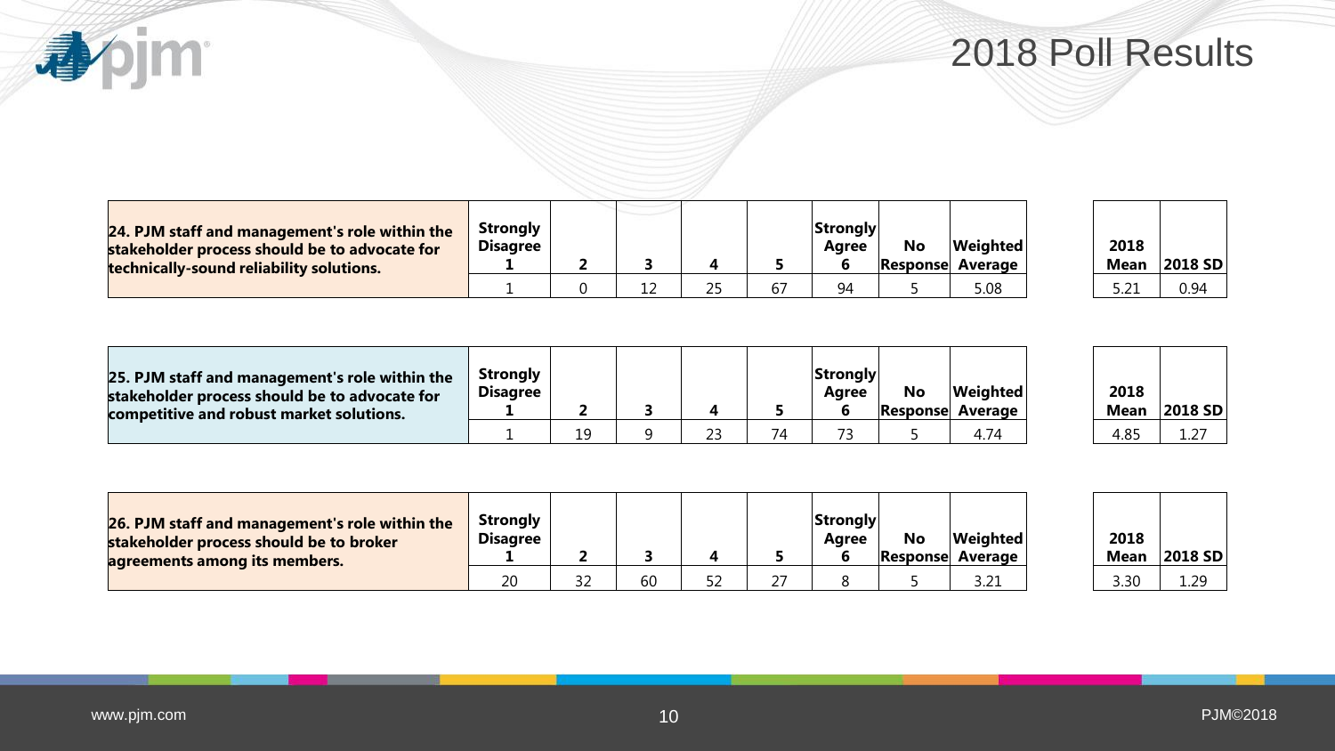# 2018 Poll Results

| 24. PJM staff and management's role within the stakeholder process should be to advocate for technically-sound reliability solutions. | Strongly Disagree 1 | 2 | 3 | 4 | 5 | Strongly Agree 6 | No Response | Weighted Average | 2018 Mean | 2018 SD |
|---|---|---|---|---|---|---|---|---|---|---|
| | 1 | 0 | 12 | 25 | 67 | 94 | 5 | 5.08 | 5.21 | 0.94 |

| 25. PJM staff and management's role within the stakeholder process should be to advocate for competitive and robust market solutions. | Strongly Disagree 1 | 2 | 3 | 4 | 5 | Strongly Agree 6 | No Response | Weighted Average | 2018 Mean | 2018 SD |
|---|---|---|---|---|---|---|---|---|---|---|
| | 1 | 19 | 9 | 23 | 74 | 73 | 5 | 4.74 | 4.85 | 1.27 |

| 26. PJM staff and management's role within the stakeholder process should be to broker agreements among its members. | Strongly Disagree 1 | 2 | 3 | 4 | 5 | Strongly Agree 6 | No Response | Weighted Average | 2018 Mean | 2018 SD |
|---|---|---|---|---|---|---|---|---|---|---|
| | 20 | 32 | 60 | 52 | 27 | 8 | 5 | 3.21 | 3.30 | 1.29 |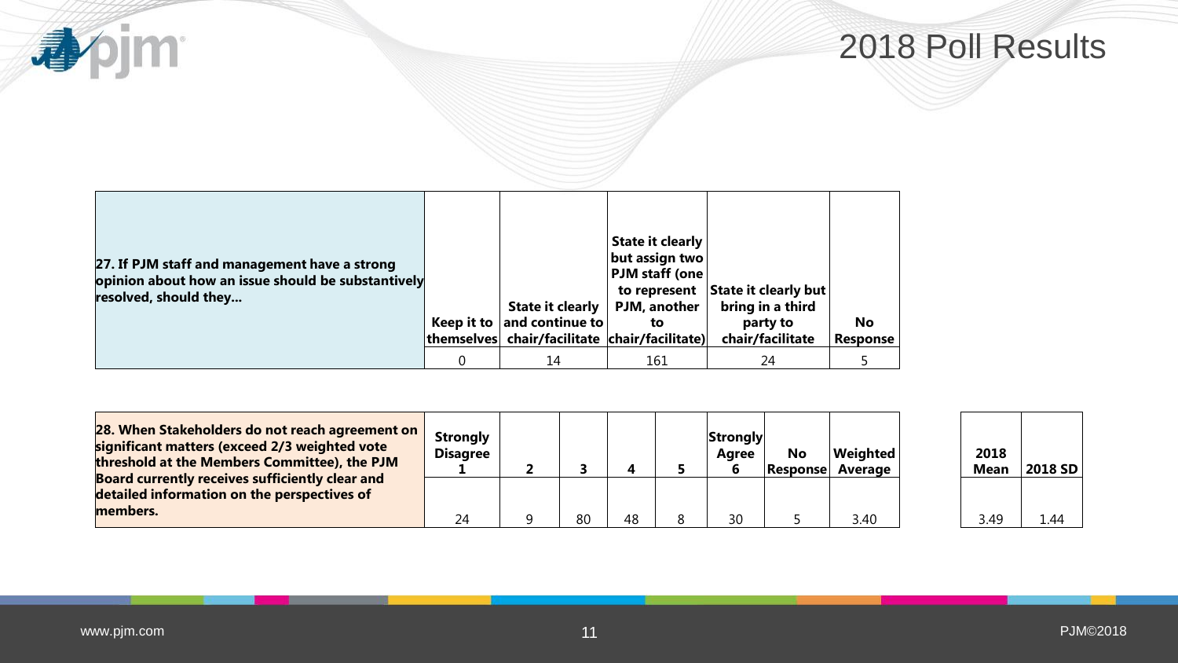# 2018 Poll Results

| 27. If PJM staff and management have a strong opinion about how an issue should be substantively resolved, should they... | Keep it to themselves | State it clearly and continue to chair/facilitate | State it clearly but assign two PJM staff (one to represent PJM, another to chair/facilitate) | State it clearly but bring in a third party to chair/facilitate | No Response |
|---|---|---|---|---|---|
| | 0 | 14 | 161 | 24 | 5 |

| 28. When Stakeholders do not reach agreement on significant matters (exceed 2/3 weighted vote threshold at the Members Committee), the PJM Board currently receives sufficiently clear and detailed information on the perspectives of members. | Strongly Disagree 1 | 2 | 3 | 4 | 5 | Strongly Agree 6 | No Response | Weighted Average | 2018 Mean | 2018 SD |
|---|---|---|---|---|---|---|---|---|---|---|
| | 24 | 9 | 80 | 48 | 8 | 30 | 5 | 3.40 | 3.49 | 1.44 |